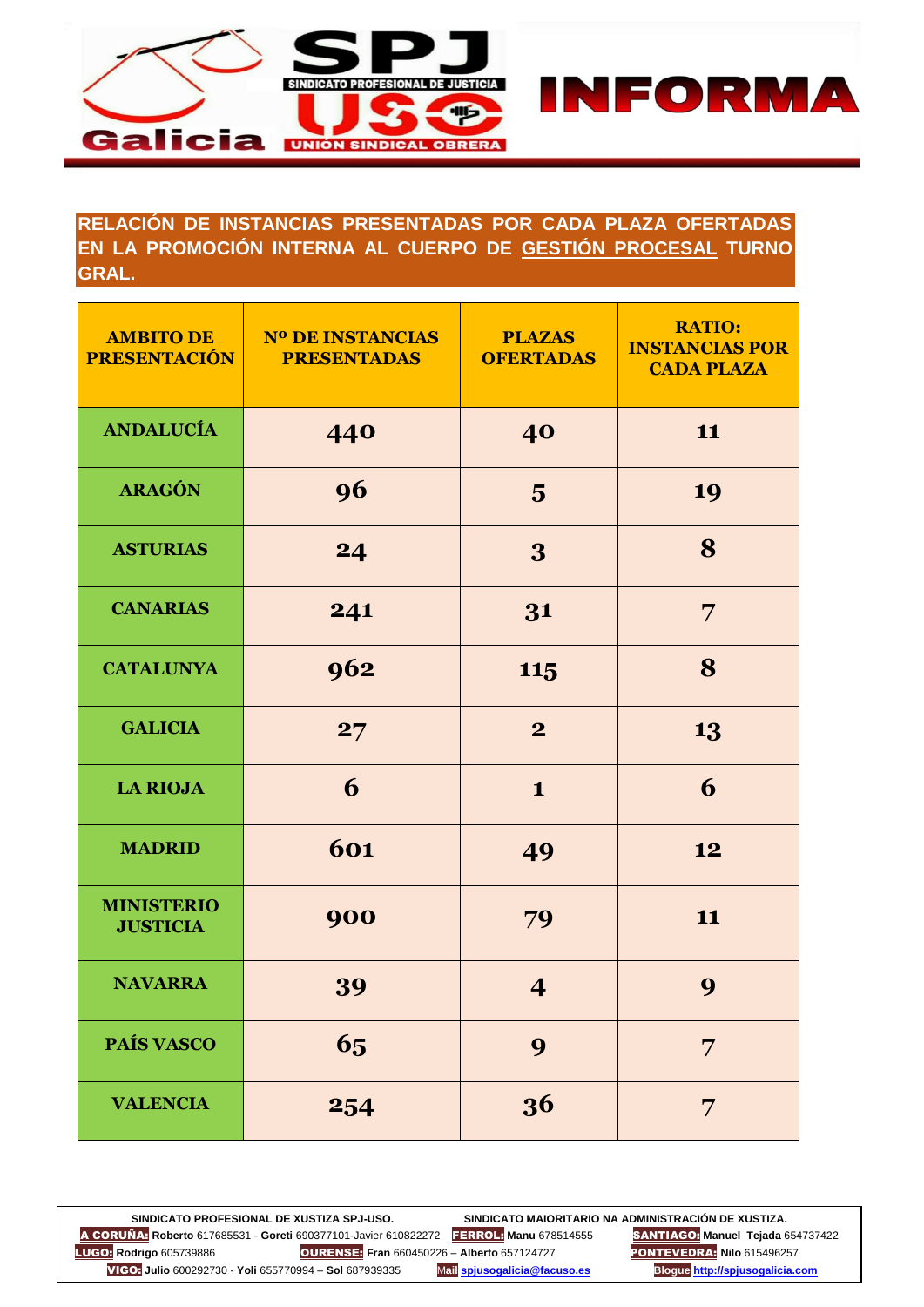# SPJ USO Galicia INFORMA

**RELACIÓN DE INSTANCIAS PRESENTADAS POR CADA PLAZA OFERTADAS EN LA PROMOCIÓN INTERNA AL CUERPO DE GESTIÓN PROCESAL TURNO GRAL.**

| AMBITO DE PRESENTACIÓN | Nº DE INSTANCIAS PRESENTADAS | PLAZAS OFERTADAS | RATIO: INSTANCIAS POR CADA PLAZA |
|---|---|---|---|
| ANDALUCÍA | 440 | 40 | 11 |
| ARAGÓN | 96 | 5 | 19 |
| ASTURIAS | 24 | 3 | 8 |
| CANARIAS | 241 | 31 | 7 |
| CATALUNYA | 962 | 115 | 8 |
| GALICIA | 27 | 2 | 13 |
| LA RIOJA | 6 | 1 | 6 |
| MADRID | 601 | 49 | 12 |
| MINISTERIO JUSTICIA | 900 | 79 | 11 |
| NAVARRA | 39 | 4 | 9 |
| PAÍS VASCO | 65 | 9 | 7 |
| VALENCIA | 254 | 36 | 7 |

**SINDICATO PROFESIONAL DE XUSTIZA SPJ-USO.** **SINDICATO MAIORITARIO NA ADMINISTRACIÓN DE XUSTIZA.**

**A CORUÑA:** **Roberto** 617685531 - **Goreti** 690377101-Javier 610822272 **FERROL:** **Manu** 678514555 **SANTIAGO:** **Manuel Tejada** 654737422
**LUGO:** **Rodrigo** 605739886 **OURENSE:** **Fran** 660450226 – **Alberto** 657124727 **PONTEVEDRA:** **Nilo** 615496257
**VIGO:** **Julio** 600292730 - **Yoli** 655770994 – **Sol** 687939335 Mail **spjusogalicia@facuso.es** Blogue **http://spjusogalicia.com**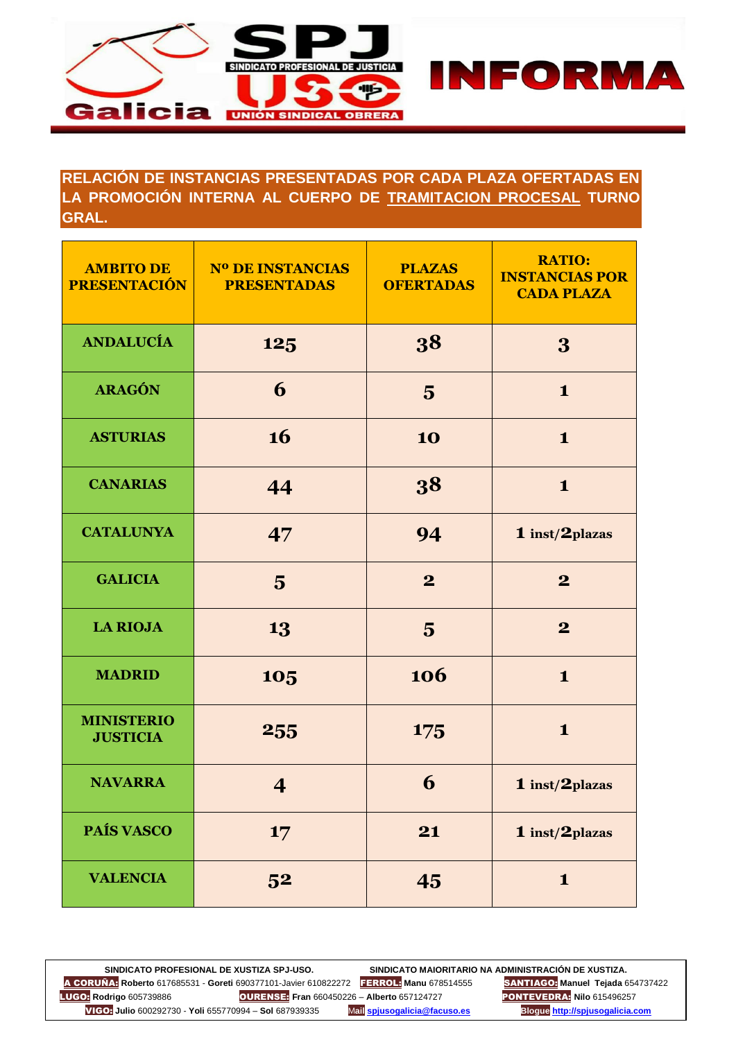# SPJ USO Galicia INFORMA

**RELACIÓN DE INSTANCIAS PRESENTADAS POR CADA PLAZA OFERTADAS EN LA PROMOCIÓN INTERNA AL CUERPO DE TRAMITACION PROCESAL TURNO GRAL.**

| AMBITO DE PRESENTACIÓN | Nº DE INSTANCIAS PRESENTADAS | PLAZAS OFERTADAS | RATIO: INSTANCIAS POR CADA PLAZA |
|---|---|---|---|
| ANDALUCÍA | 125 | 38 | 3 |
| ARAGÓN | 6 | 5 | 1 |
| ASTURIAS | 16 | 10 | 1 |
| CANARIAS | 44 | 38 | 1 |
| CATALUNYA | 47 | 94 | 1 inst/2plazas |
| GALICIA | 5 | 2 | 2 |
| LA RIOJA | 13 | 5 | 2 |
| MADRID | 105 | 106 | 1 |
| MINISTERIO JUSTICIA | 255 | 175 | 1 |
| NAVARRA | 4 | 6 | 1 inst/2plazas |
| PAÍS VASCO | 17 | 21 | 1 inst/2plazas |
| VALENCIA | 52 | 45 | 1 |

SINDICATO PROFESIONAL DE XUSTIZA SPJ-USO. SINDICATO MAIORITARIO NA ADMINISTRACIÓN DE XUSTIZA.

**A CORUÑA:** **Roberto** 617685531 - **Goreti** 690377101-Javier 610822272 **FERROL:** **Manu** 678514555 **SANTIAGO:** **Manuel Tejada** 654737422
**LUGO:** **Rodrigo** 605739886 **OURENSE:** **Fran** 660450226 – **Alberto** 657124727 **PONTEVEDRA:** **Nilo** 615496257
**VIGO:** **Julio** 600292730 - **Yoli** 655770994 – **Sol** 687939335 Mail **spjusogalicia@facuso.es** Blogue **http://spjusogalicia.com**